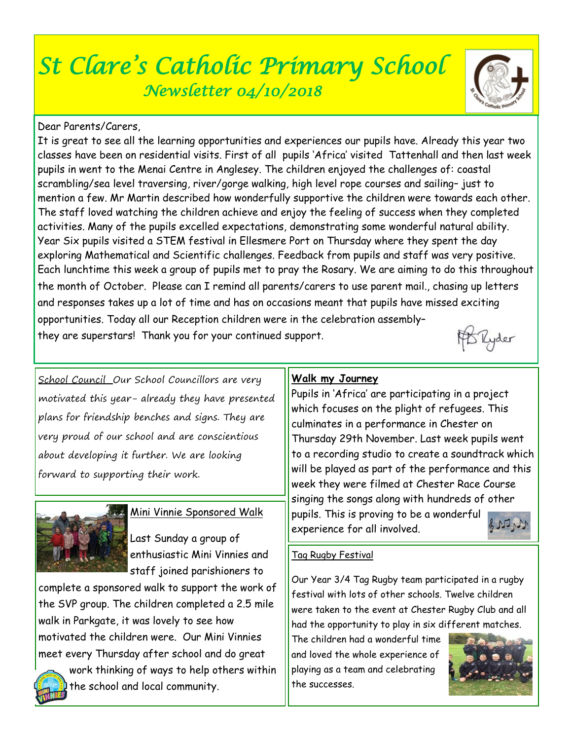# St Clare's Catholic Primary School

## Newsletter 04/10/2018

Dear Parents/Carers,

It is great to see all the learning opportunities and experiences our pupils have. Already this year two classes have been on residential visits. First of all pupils 'Africa' visited Tattenhall and then last week pupils in went to the Menai Centre in Anglesey. The children enjoyed the challenges of: coastal scrambling/sea level traversing, river/gorge walking, high level rope courses and sailing– just to mention a few. Mr Martin described how wonderfully supportive the children were towards each other. The staff loved watching the children achieve and enjoy the feeling of success when they completed activities. Many of the pupils excelled expectations, demonstrating some wonderful natural ability. Year Six pupils visited a STEM festival in Ellesmere Port on Thursday where they spent the day exploring Mathematical and Scientific challenges. Feedback from pupils and staff was very positive. Each lunchtime this week a group of pupils met to pray the Rosary. We are aiming to do this throughout the month of October. Please can I remind all parents/carers to use parent mail., chasing up letters and responses takes up a lot of time and has on occasions meant that pupils have missed exciting opportunities. Today all our Reception children were in the celebration assembly– they are superstars! Thank you for your continued support.

MB Ryder

*School Council* *Our School Councillors are very motivated this year- already they have presented plans for friendship benches and signs. They are very proud of our school and are conscientious about developing it further. We are looking forward to supporting their work.*

**Walk my Journey**

Pupils in 'Africa' are participating in a project which focuses on the plight of refugees. This culminates in a performance in Chester on Thursday 29th November. Last week pupils went to a recording studio to create a soundtrack which will be played as part of the performance and this week they were filmed at Chester Race Course singing the songs along with hundreds of other pupils. This is proving to be a wonderful experience for all involved.

Mini Vinnie Sponsored Walk

Last Sunday a group of enthusiastic Mini Vinnies and staff joined parishioners to complete a sponsored walk to support the work of the SVP group. The children completed a 2.5 mile walk in Parkgate, it was lovely to see how motivated the children were. Our Mini Vinnies meet every Thursday after school and do great work thinking of ways to help others within the school and local community.

Tag Rugby Festival

Our Year 3/4 Tag Rugby team participated in a rugby festival with lots of other schools. Twelve children were taken to the event at Chester Rugby Club and all had the opportunity to play in six different matches. The children had a wonderful time and loved the whole experience of playing as a team and celebrating the successes.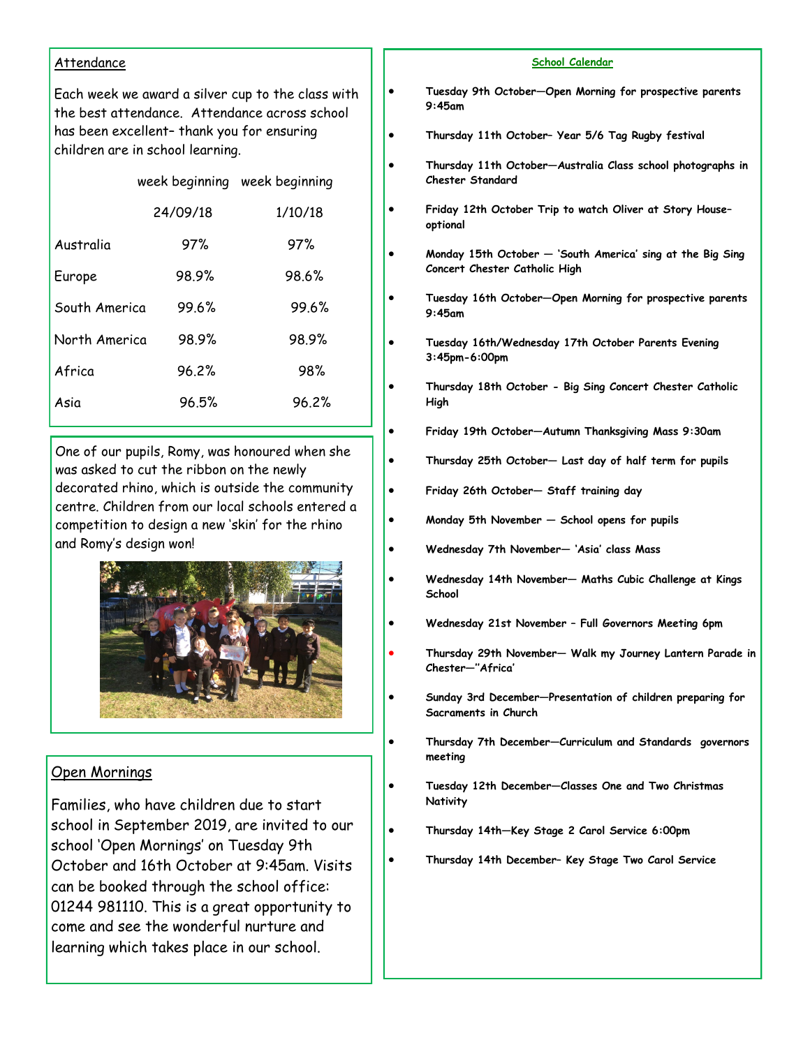## Attendance

Each week we award a silver cup to the class with the best attendance. Attendance across school has been excellent– thank you for ensuring children are in school learning.

| | week beginning 24/09/18 | week beginning 1/10/18 |
|---|---|---|
| Australia | 97% | 97% |
| Europe | 98.9% | 98.6% |
| South America | 99.6% | 99.6% |
| North America | 98.9% | 98.9% |
| Africa | 96.2% | 98% |
| Asia | 96.5% | 96.2% |

One of our pupils, Romy, was honoured when she was asked to cut the ribbon on the newly decorated rhino, which is outside the community centre. Children from our local schools entered a competition to design a new 'skin' for the rhino and Romy's design won!

## Open Mornings

Families, who have children due to start school in September 2019, are invited to our school 'Open Mornings' on Tuesday 9th October and 16th October at 9:45am. Visits can be booked through the school office: 01244 981110. This is a great opportunity to come and see the wonderful nurture and learning which takes place in our school.

## School Calendar

- **Tuesday 9th October—Open Morning for prospective parents 9:45am**
- **Thursday 11th October– Year 5/6 Tag Rugby festival**
- **Thursday 11th October—Australia Class school photographs in Chester Standard**
- **Friday 12th October Trip to watch Oliver at Story House– optional**
- **Monday 15th October — 'South America' sing at the Big Sing Concert Chester Catholic High**
- **Tuesday 16th October—Open Morning for prospective parents 9:45am**
- **Tuesday 16th/Wednesday 17th October Parents Evening 3:45pm-6:00pm**
- **Thursday 18th October - Big Sing Concert Chester Catholic High**
- **Friday 19th October—Autumn Thanksgiving Mass 9:30am**
- **Thursday 25th October— Last day of half term for pupils**
- **Friday 26th October— Staff training day**
- **Monday 5th November — School opens for pupils**
- **Wednesday 7th November— 'Asia' class Mass**
- **Wednesday 14th November— Maths Cubic Challenge at Kings School**
- **Wednesday 21st November – Full Governors Meeting 6pm**
- **Thursday 29th November— Walk my Journey Lantern Parade in Chester—"Africa'**
- **Sunday 3rd December—Presentation of children preparing for Sacraments in Church**
- **Thursday 7th December—Curriculum and Standards governors meeting**
- **Tuesday 12th December—Classes One and Two Christmas Nativity**
- **Thursday 14th—Key Stage 2 Carol Service 6:00pm**
- **Thursday 14th December– Key Stage Two Carol Service**